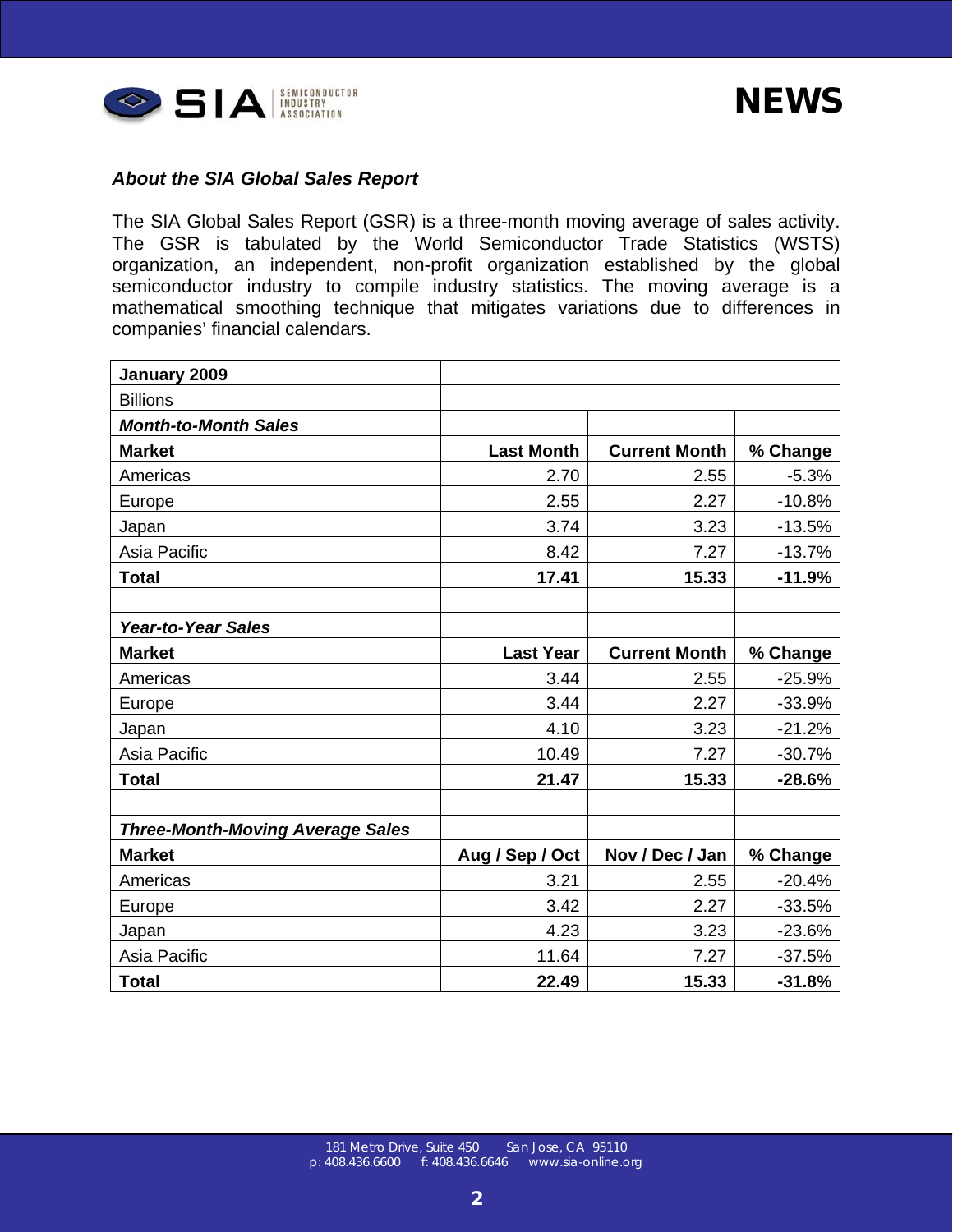### *About the SIA Global Sales Report*

The SIA Global Sales Report (GSR) is a three-month moving average of sales activity. The GSR is tabulated by the World Semiconductor Trade Statistics (WSTS) organization, an independent, non-profit organization established by the global semiconductor industry to compile industry statistics. The moving average is a mathematical smoothing technique that mitigates variations due to differences in companies' financial calendars.

| **January 2009** | | | |
|---|---|---|---|
| Billions | | | |
| ***Month-to-Month Sales*** | | | |
| **Market** | **Last Month** | **Current Month** | **% Change** |
| Americas | 2.70 | 2.55 | -5.3% |
| Europe | 2.55 | 2.27 | -10.8% |
| Japan | 3.74 | 3.23 | -13.5% |
| Asia Pacific | 8.42 | 7.27 | -13.7% |
| **Total** | **17.41** | **15.33** | **-11.9%** |
| | | | |
| ***Year-to-Year Sales*** | | | |
| **Market** | **Last Year** | **Current Month** | **% Change** |
| Americas | 3.44 | 2.55 | -25.9% |
| Europe | 3.44 | 2.27 | -33.9% |
| Japan | 4.10 | 3.23 | -21.2% |
| Asia Pacific | 10.49 | 7.27 | -30.7% |
| **Total** | **21.47** | **15.33** | **-28.6%** |
| | | | |
| ***Three-Month-Moving Average Sales*** | | | |
| **Market** | **Aug / Sep / Oct** | **Nov / Dec / Jan** | **% Change** |
| Americas | 3.21 | 2.55 | -20.4% |
| Europe | 3.42 | 2.27 | -33.5% |
| Japan | 4.23 | 3.23 | -23.6% |
| Asia Pacific | 11.64 | 7.27 | -37.5% |
| **Total** | **22.49** | **15.33** | **-31.8%** |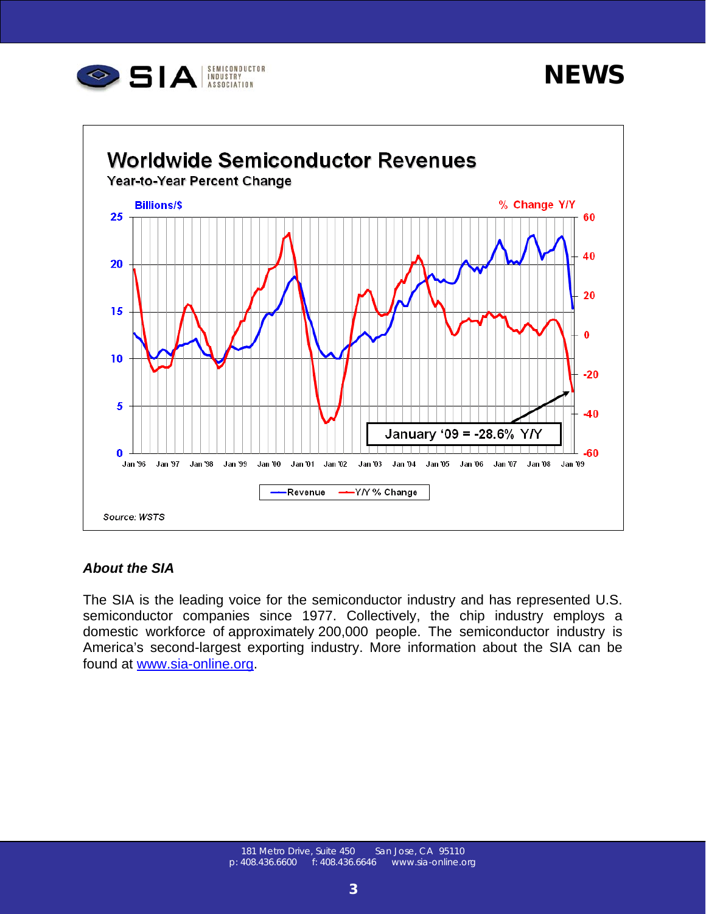SIA SEMICONDUCTOR INDUSTRY ASSOCIATION

# NEWS

## Worldwide Semiconductor Revenues

Year-to-Year Percent Change

Billions/$

% Change Y/Y

25
20
15
10
5
0

60
40
20
0
-20
-40
-60

Jan '96 Jan '97 Jan '98 Jan '99 Jan '00 Jan '01 Jan '02 Jan '03 Jan '04 Jan '05 Jan '06 Jan '07 Jan '08 Jan '09

January '09 = -28.6% Y/Y

Revenue
Y/Y % Change

Source: WSTS

***About the SIA***

The SIA is the leading voice for the semiconductor industry and has represented U.S. semiconductor companies since 1977. Collectively, the chip industry employs a domestic workforce of approximately 200,000 people. The semiconductor industry is America's second-largest exporting industry. More information about the SIA can be found at www.sia-online.org.

181 Metro Drive, Suite 450 San Jose, CA 95110
p: 408.436.6600 f: 408.436.6646 www.sia-online.org